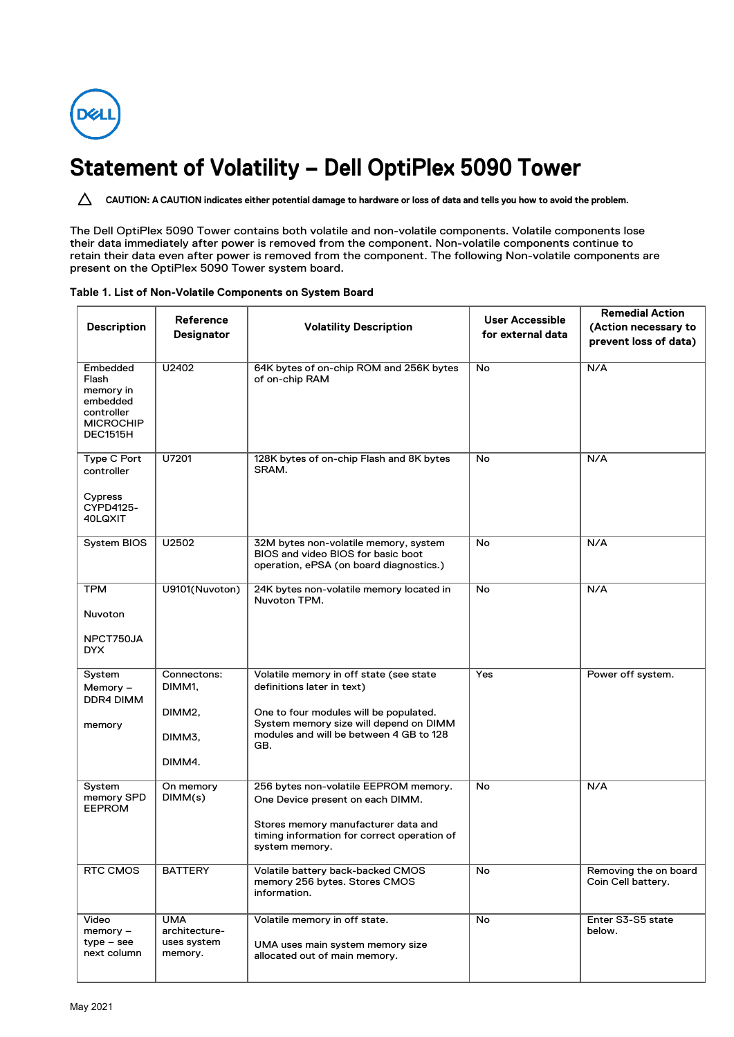# Statement of Volatility – Dell OptiPlex 5090 Tower

⚠ **CAUTION: A CAUTION indicates either potential damage to hardware or loss of data and tells you how to avoid the problem.**

The Dell OptiPlex 5090 Tower contains both volatile and non-volatile components. Volatile components lose their data immediately after power is removed from the component. Non-volatile components continue to retain their data even after power is removed from the component. The following Non-volatile components are present on the OptiPlex 5090 Tower system board.

**Table 1. List of Non-Volatile Components on System Board**

| Description | Reference Designator | Volatility Description | User Accessible for external data | Remedial Action (Action necessary to prevent loss of data) |
|---|---|---|---|---|
| Embedded Flash memory in embedded controller MICROCHIP DEC1515H | U2402 | 64K bytes of on-chip ROM and 256K bytes of on-chip RAM | No | N/A |
| Type C Port controller<br><br>Cypress CYPD4125-40LQXIT | U7201 | 128K bytes of on-chip Flash and 8K bytes SRAM. | No | N/A |
| System BIOS | U2502 | 32M bytes non-volatile memory, system BIOS and video BIOS for basic boot operation, ePSA (on board diagnostics.) | No | N/A |
| TPM<br><br>Nuvoton<br><br>NPCT750JA DYX | U9101(Nuvoton) | 24K bytes non-volatile memory located in Nuvoton TPM. | No | N/A |
| System Memory – DDR4 DIMM<br><br>memory | Connectons: DIMM1,<br><br>DIMM2,<br><br>DIMM3,<br><br>DIMM4. | Volatile memory in off state (see state definitions later in text)<br><br>One to four modules will be populated. System memory size will depend on DIMM modules and will be between 4 GB to 128 GB. | Yes | Power off system. |
| System memory SPD EEPROM | On memory DIMM(s) | 256 bytes non-volatile EEPROM memory. One Device present on each DIMM.<br><br>Stores memory manufacturer data and timing information for correct operation of system memory. | No | N/A |
| RTC CMOS | BATTERY | Volatile battery back-backed CMOS memory 256 bytes. Stores CMOS information. | No | Removing the on board Coin Cell battery. |
| Video memory – type – see next column | UMA architecture-uses system memory. | Volatile memory in off state.<br><br>UMA uses main system memory size allocated out of main memory. | No | Enter S3-S5 state below. |

May 2021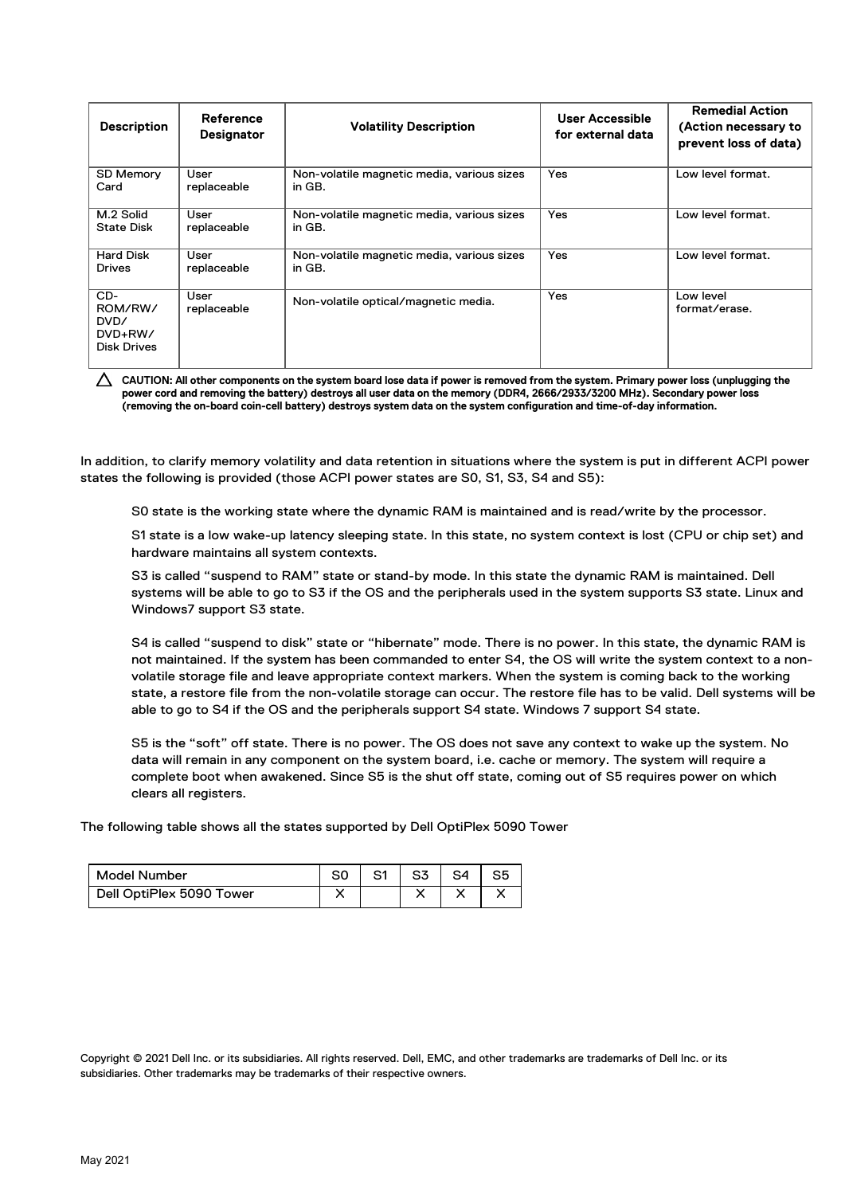| Description | Reference Designator | Volatility Description | User Accessible for external data | Remedial Action (Action necessary to prevent loss of data) |
|---|---|---|---|---|
| SD Memory Card | User replaceable | Non-volatile magnetic media, various sizes in GB. | Yes | Low level format. |
| M.2 Solid State Disk | User replaceable | Non-volatile magnetic media, various sizes in GB. | Yes | Low level format. |
| Hard Disk Drives | User replaceable | Non-volatile magnetic media, various sizes in GB. | Yes | Low level format. |
| CD-ROM/RW/ DVD/ DVD+RW/ Disk Drives | User replaceable | Non-volatile optical/magnetic media. | Yes | Low level format/erase. |

**CAUTION: All other components on the system board lose data if power is removed from the system. Primary power loss (unplugging the power cord and removing the battery) destroys all user data on the memory (DDR4, 2666/2933/3200 MHz). Secondary power loss (removing the on-board coin-cell battery) destroys system data on the system configuration and time-of-day information.**

In addition, to clarify memory volatility and data retention in situations where the system is put in different ACPI power states the following is provided (those ACPI power states are S0, S1, S3, S4 and S5):

S0 state is the working state where the dynamic RAM is maintained and is read/write by the processor.

S1 state is a low wake-up latency sleeping state. In this state, no system context is lost (CPU or chip set) and hardware maintains all system contexts.

S3 is called "suspend to RAM" state or stand-by mode. In this state the dynamic RAM is maintained. Dell systems will be able to go to S3 if the OS and the peripherals used in the system supports S3 state. Linux and Windows7 support S3 state.

S4 is called "suspend to disk" state or "hibernate" mode. There is no power. In this state, the dynamic RAM is not maintained. If the system has been commanded to enter S4, the OS will write the system context to a non-volatile storage file and leave appropriate context markers. When the system is coming back to the working state, a restore file from the non-volatile storage can occur. The restore file has to be valid. Dell systems will be able to go to S4 if the OS and the peripherals support S4 state. Windows 7 support S4 state.

S5 is the "soft" off state. There is no power. The OS does not save any context to wake up the system. No data will remain in any component on the system board, i.e. cache or memory. The system will require a complete boot when awakened. Since S5 is the shut off state, coming out of S5 requires power on which clears all registers.

The following table shows all the states supported by Dell OptiPlex 5090 Tower

| Model Number | S0 | S1 | S3 | S4 | S5 |
|---|---|---|---|---|---|
| Dell OptiPlex 5090 Tower | X | | X | X | X |

Copyright © 2021 Dell Inc. or its subsidiaries. All rights reserved. Dell, EMC, and other trademarks are trademarks of Dell Inc. or its subsidiaries. Other trademarks may be trademarks of their respective owners.

May 2021